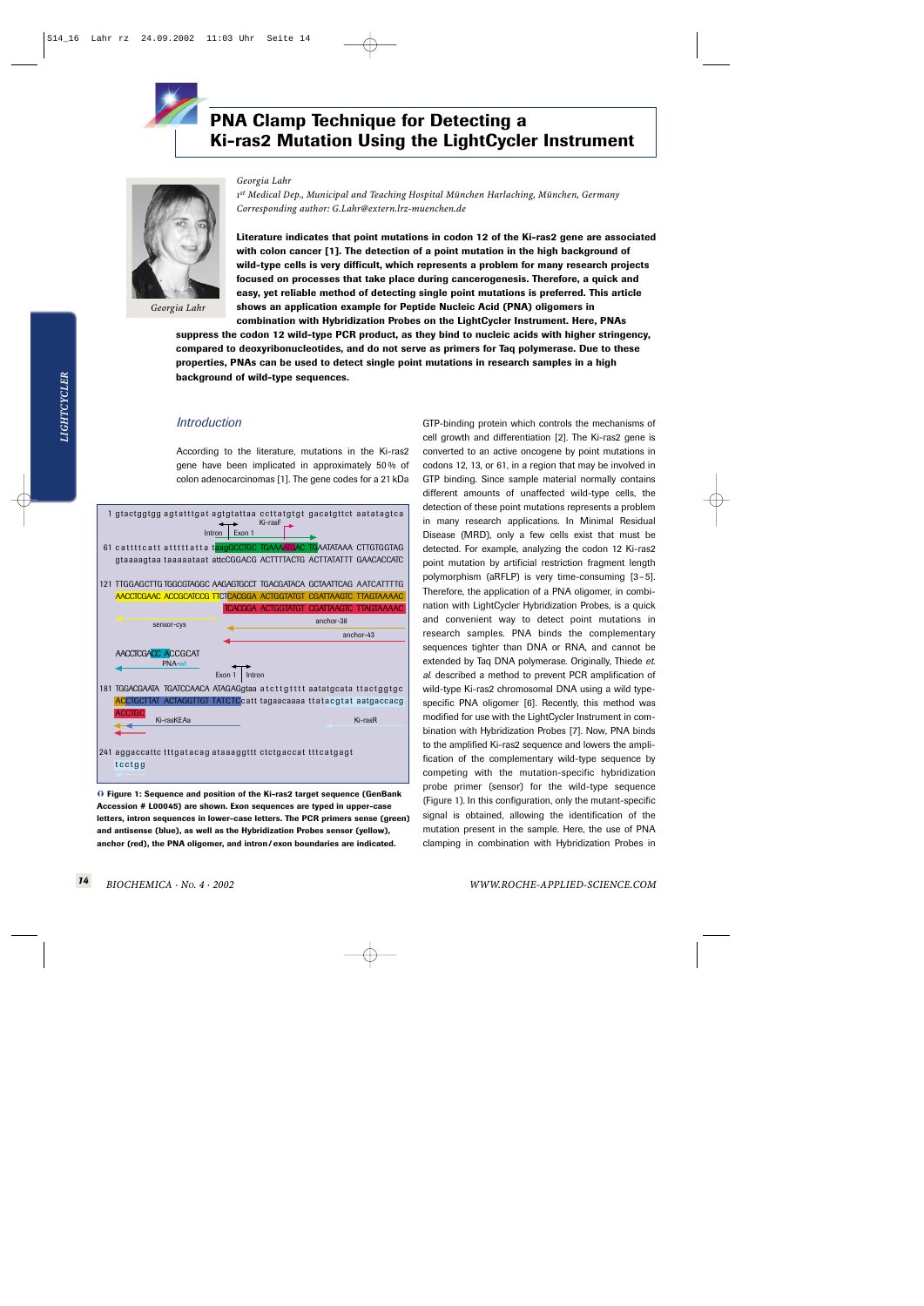# PNA Clamp Technique for Detecting a Ki-ras2 Mutation Using the LightCycler Instrument

*Georgia Lahr*
*1st Medical Dep., Municipal and Teaching Hospital München Harlaching, München, Germany*
*Corresponding author: G.Lahr@extern.lrz-muenchen.de*

*Georgia Lahr*

**Literature indicates that point mutations in codon 12 of the Ki-ras2 gene are associated with colon cancer [1]. The detection of a point mutation in the high background of wild-type cells is very difficult, which represents a problem for many research projects focused on processes that take place during cancerogenesis. Therefore, a quick and easy, yet reliable method of detecting single point mutations is preferred. This article shows an application example for Peptide Nucleic Acid (PNA) oligomers in combination with Hybridization Probes on the LightCycler Instrument. Here, PNAs suppress the codon 12 wild-type PCR product, as they bind to nucleic acids with higher stringency, compared to deoxyribonucleotides, and do not serve as primers for Taq polymerase. Due to these properties, PNAs can be used to detect single point mutations in research samples in a high background of wild-type sequences.**

## Introduction

According to the literature, mutations in the Ki-ras2 gene have been implicated in approximately 50% of colon adenocarcinomas [1]. The gene codes for a 21 kDa GTP-binding protein which controls the mechanisms of cell growth and differentiation [2]. The Ki-ras2 gene is converted to an active oncogene by point mutations in codons 12, 13, or 61, in a region that may be involved in GTP binding. Since sample material normally contains different amounts of unaffected wild-type cells, the detection of these point mutations represents a problem in many research applications. In Minimal Residual Disease (MRD), only a few cells exist that must be detected. For example, analyzing the codon 12 Ki-ras2 point mutation by artificial restriction fragment length polymorphism (aRFLP) is very time-consuming [3–5]. Therefore, the application of a PNA oligomer, in combination with LightCycler Hybridization Probes, is a quick and convenient way to detect point mutations in research samples. PNA binds the complementary sequences tighter than DNA or RNA, and cannot be extended by Taq DNA polymerase. Originally, Thiede *et al.* described a method to prevent PCR amplification of wild-type Ki-ras2 chromosomal DNA using a wild type-specific PNA oligomer [6]. Recently, this method was modified for use with the LightCycler Instrument in combination with Hybridization Probes [7]. Now, PNA binds to the amplified Ki-ras2 sequence and lowers the amplification of the complementary wild-type sequence by competing with the mutation-specific hybridization probe primer (sensor) for the wild-type sequence (Figure 1). In this configuration, only the mutant-specific signal is obtained, allowing the identification of the mutation present in the sample. Here, the use of PNA clamping in combination with Hybridization Probes in

```
  1 gtactggtgg agtatttgat agtgtattaa ccttatgtgt gacatgttct aatatagtca
                      Intron | Exon 1      Ki-rasF
 61 cattttcatt atttttatta taagGCCTGC TGAAAATGAC TGAATATAAA CTTGTGGTAG
    gtaaaagtaa taaaaataat attcCGGACG ACTTTTACTG ACTTATATTT GAACACCATC

121 TTGGAGCTTG TGGCGTAGGC AAGAGTGCCT TGACGATACA GCTAATTCAG AATCATTTTG
    AACCTCGAAC ACCGCATCCG TTCTCACGGA ACTGGTATGT CGATTAAGTC TTAGTAAAAC
                              TCACGGA ACTGGTATGT CGATTAAGTC TTAGTAAAAC
              sensor-cys              anchor-38
                                                  anchor-43
    AACCTCGAACC ACCGCAT
          PNA-wt
                                 Exon 1 | Intron
181 TGGACGAATA TGATCCAACA ATAGAGgtaa atcttgtttt aatatgcata ttactggtgc
    ACCTGCTTAT ACTAGGTTGT TATCTCcatt tagaacaaaa ttatacgtat aatgaccacg
    ACCTGC
              Ki-rasKEAa                                  Ki-rasR

241 aggaccattc tttgatacag ataaaggttt ctctgaccat tttcatgagt
    tcctgg
```

**Figure 1: Sequence and position of the Ki-ras2 target sequence (GenBank Accession # L00045) are shown. Exon sequences are typed in upper-case letters, intron sequences in lower-case letters. The PCR primers sense (green) and antisense (blue), as well as the Hybridization Probes sensor (yellow), anchor (red), the PNA oligomer, and intron / exon boundaries are indicated.**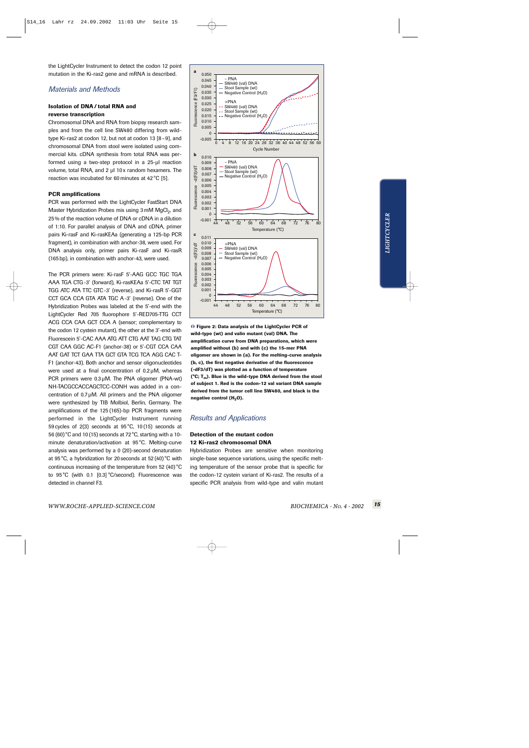the LightCycler Instrument to detect the codon 12 point mutation in the Ki-ras2 gene and mRNA is described.

## *Materials and Methods*

### Isolation of DNA / total RNA and reverse transcription

Chromosomal DNA and RNA from biopsy research samples and from the cell line SW480 differing from wild-type Ki-ras2 at codon 12, but not at codon 13 [8–9], and chromosomal DNA from stool were isolated using commercial kits. cDNA synthesis from total RNA was performed using a two-step protocol in a 25-µl reaction volume, total RNA, and 2 µl 10x random hexamers. The reaction was incubated for 60 minutes at 42 °C [5].

### PCR amplifications

PCR was performed with the LightCycler FastStart DNA Master Hybridization Probes mix using 3 mM $MgCl_2$, and 25% of the reaction volume of DNA or cDNA in a dilution of 1:10. For parallel analysis of DNA and cDNA, primer pairs Ki-rasF and Ki-rasKEAa (generating a 125-bp PCR fragment), in combination with anchor-38, were used. For DNA analysis only, primer pairs Ki-rasF and Ki-rasR (165 bp), in combination with anchor-43, were used.

The PCR primers were: Ki-rasF 5'-AAG GCC TGC TGA AAA TGA CTG-3' (forward), Ki-rasKEAa 5'-CTC TAT TGT TGG ATC ATA TTC GTC-3' (reverse), and Ki-rasR 5'-GGT CCT GCA CCA GTA ATA TGC A-3' (reverse). One of the Hybridization Probes was labeled at the 5'-end with the LightCycler Red 705 fluorophore 5'-RED705-TTG CCT ACG CCA CAA GCT CCA A (sensor; complementary to the codon 12 cystein mutant), the other at the 3'-end with Fluorescein 5'-CAC AAA ATG ATT CTG AAT TAG CTG TAT CGT CAA GGC AC-F1 (anchor-38) or 5'-CGT CCA CAA AAT GAT TCT GAA TTA GCT GTA TCG TCA AGG CAC T-F1 (anchor-43). Both anchor and sensor oligonucleotides were used at a final concentration of 0.2 µM, whereas PCR primers were 0.3 µM. The PNA oligomer (PNA-wt) NH-TACGCCACCAGCTCC-CONH was added in a concentration of 0.7 µM. All primers and the PNA oligomer were synthesized by TIB Molbiol, Berlin, Germany. The amplifications of the 125 (165)-bp PCR fragments were performed in the LightCycler Instrument running 59 cycles of 2(3) seconds at 95 °C, 10 (15) seconds at 56 (60) °C and 10 (15) seconds at 72 °C, starting with a 10-minute denaturation/activation at 95 °C. Melting-curve analysis was performed by a 0 (20)-second denaturation at 95 °C, a hybridization for 20 seconds at 52 (40) °C with continuous increasing of the temperature from 52 (40) °C to 95 °C (with 0.1 [0.3] °C/second). Fluorescence was detected in channel F3.

**Figure 2: Data analysis of the LightCycler PCR of wild-type (wt) and valin mutant (val) DNA. The amplification curve from DNA preparations, which were amplified without (b) and with (c) the 15-mer PNA oligomer are shown in (a). For the melting-curve analysis (b, c), the first negative derivative of the fluorescence (-dF3/dT) was plotted as a function of temperature (°C; $T_m$). Blue is the wild-type DNA derived from the stool of subject 1. Red is the codon-12 val variant DNA sample derived from the tumor cell line SW480, and black is the negative control ($H_2O$).**

## *Results and Applications*

### Detection of the mutant codon 12 Ki-ras2 chromosomal DNA

Hybridization Probes are sensitive when monitoring single-base sequence variations, using the specific melting temperature of the sensor probe that is specific for the codon-12 cystein variant of Ki-ras2. The results of a specific PCR analysis from wild-type and valin mutant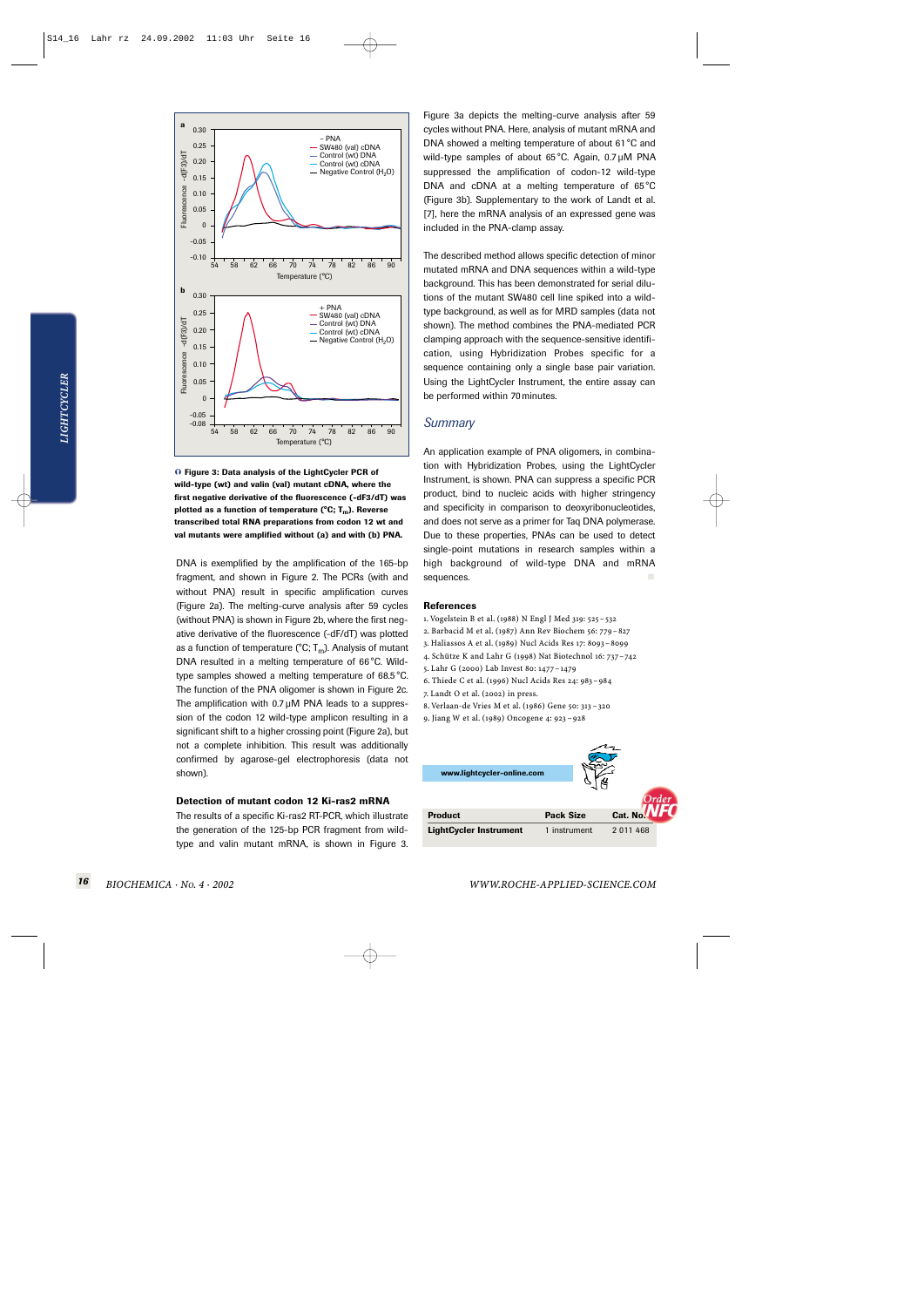a

0.30
0.25
0.20
0.15
0.10
0.05
0
–0.05
–0.10

Fluorescence –d(F3)/dT

– PNA
SW480 (val) cDNA
Control (wt) DNA
Control (wt) cDNA
Negative Control ($H_2O$)

54 58 62 66 70 74 78 82 86 90
Temperature (°C)

b

0.30
0.25
0.20
0.15
0.10
0.05
0
–0.05
–0.08

Fluorescence –d(F3)/dT

+ PNA
SW480 (val) cDNA
Control (wt) DNA
Control (wt) cDNA
Negative Control ($H_2O$)

54 58 62 66 70 74 78 82 86 90
Temperature (°C)

**Figure 3: Data analysis of the LightCycler PCR of wild-type (wt) and valin (val) mutant cDNA, where the first negative derivative of the fluorescence (-dF3/dT) was plotted as a function of temperature (°C; $T_m$). Reverse transcribed total RNA preparations from codon 12 wt and val mutants were amplified without (a) and with (b) PNA.**

DNA is exemplified by the amplification of the 165-bp fragment, and shown in Figure 2. The PCRs (with and without PNA) result in specific amplification curves (Figure 2a). The melting-curve analysis after 59 cycles (without PNA) is shown in Figure 2b, where the first negative derivative of the fluorescence (-dF/dT) was plotted as a function of temperature (°C; $T_m$). Analysis of mutant DNA resulted in a melting temperature of 66 °C. Wild-type samples showed a melting temperature of 68.5 °C. The function of the PNA oligomer is shown in Figure 2c. The amplification with 0.7 µM PNA leads to a suppression of the codon 12 wild-type amplicon resulting in a significant shift to a higher crossing point (Figure 2a), but not a complete inhibition. This result was additionally confirmed by agarose-gel electrophoresis (data not shown).

### Detection of mutant codon 12 Ki-ras2 mRNA

The results of a specific Ki-ras2 RT-PCR, which illustrate the generation of the 125-bp PCR fragment from wild-type and valin mutant mRNA, is shown in Figure 3. Figure 3a depicts the melting-curve analysis after 59 cycles without PNA. Here, analysis of mutant mRNA and DNA showed a melting temperature of about 61 °C and wild-type samples of about 65 °C. Again, 0.7 µM PNA suppressed the amplification of codon-12 wild-type DNA and cDNA at a melting temperature of 65 °C (Figure 3b). Supplementary to the work of Landt et al. [7], here the mRNA analysis of an expressed gene was included in the PNA-clamp assay.

The described method allows specific detection of minor mutated mRNA and DNA sequences within a wild-type background. This has been demonstrated for serial dilutions of the mutant SW480 cell line spiked into a wild-type background, as well as for MRD samples (data not shown). The method combines the PNA-mediated PCR clamping approach with the sequence-sensitive identification, using Hybridization Probes specific for a sequence containing only a single base pair variation. Using the LightCycler Instrument, the entire assay can be performed within 70 minutes.

## *Summary*

An application example of PNA oligomers, in combination with Hybridization Probes, using the LightCycler Instrument, is shown. PNA can suppress a specific PCR product, bind to nucleic acids with higher stringency and specificity in comparison to deoxyribonucleotides, and does not serve as a primer for Taq DNA polymerase. Due to these properties, PNAs can be used to detect single-point mutations in research samples within a high background of wild-type DNA and mRNA sequences.

### References

1. Vogelstein B et al. (1988) N Engl J Med 319: 525–532
2. Barbacid M et al. (1987) Ann Rev Biochem 56: 779–827
3. Haliassos A et al. (1989) Nucl Acids Res 17: 8093–8099
4. Schütze K and Lahr G (1998) Nat Biotechnol 16: 737–742
5. Lahr G (2000) Lab Invest 80: 1477–1479
6. Thiede C et al. (1996) Nucl Acids Res 24: 983–984
7. Landt O et al. (2002) in press.
8. Verlaan-de Vries M et al. (1986) Gene 50: 313–320
9. Jiang W et al. (1989) Oncogene 4: 923–928

www.lightcycler-online.com

Order INFO

| Product | Pack Size | Cat. No. |
| --- | --- | --- |
| LightCycler Instrument | 1 instrument | 2 011 468 |